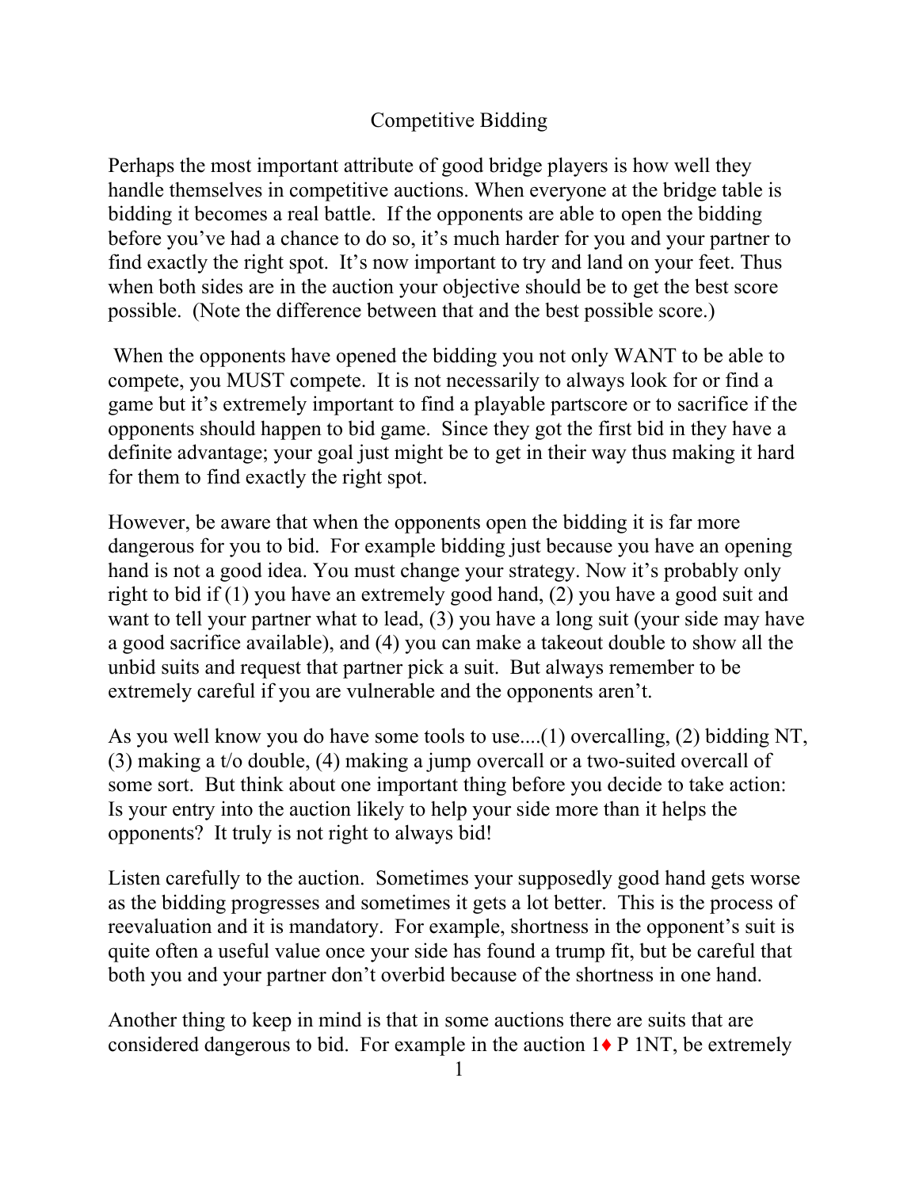# Competitive Bidding

Perhaps the most important attribute of good bridge players is how well they handle themselves in competitive auctions. When everyone at the bridge table is bidding it becomes a real battle. If the opponents are able to open the bidding before you've had a chance to do so, it's much harder for you and your partner to find exactly the right spot. It's now important to try and land on your feet. Thus when both sides are in the auction your objective should be to get the best score possible. (Note the difference between that and the best possible score.)

When the opponents have opened the bidding you not only WANT to be able to compete, you MUST compete. It is not necessarily to always look for or find a game but it's extremely important to find a playable partscore or to sacrifice if the opponents should happen to bid game. Since they got the first bid in they have a definite advantage; your goal just might be to get in their way thus making it hard for them to find exactly the right spot.

However, be aware that when the opponents open the bidding it is far more dangerous for you to bid. For example bidding just because you have an opening hand is not a good idea. You must change your strategy. Now it's probably only right to bid if (1) you have an extremely good hand, (2) you have a good suit and want to tell your partner what to lead, (3) you have a long suit (your side may have a good sacrifice available), and (4) you can make a takeout double to show all the unbid suits and request that partner pick a suit. But always remember to be extremely careful if you are vulnerable and the opponents aren't.

As you well know you do have some tools to use....(1) overcalling, (2) bidding NT, (3) making a t/o double, (4) making a jump overcall or a two-suited overcall of some sort. But think about one important thing before you decide to take action: Is your entry into the auction likely to help your side more than it helps the opponents? It truly is not right to always bid!

Listen carefully to the auction. Sometimes your supposedly good hand gets worse as the bidding progresses and sometimes it gets a lot better. This is the process of reevaluation and it is mandatory. For example, shortness in the opponent's suit is quite often a useful value once your side has found a trump fit, but be careful that both you and your partner don't overbid because of the shortness in one hand.

Another thing to keep in mind is that in some auctions there are suits that are considered dangerous to bid. For example in the auction 1♦ P 1NT, be extremely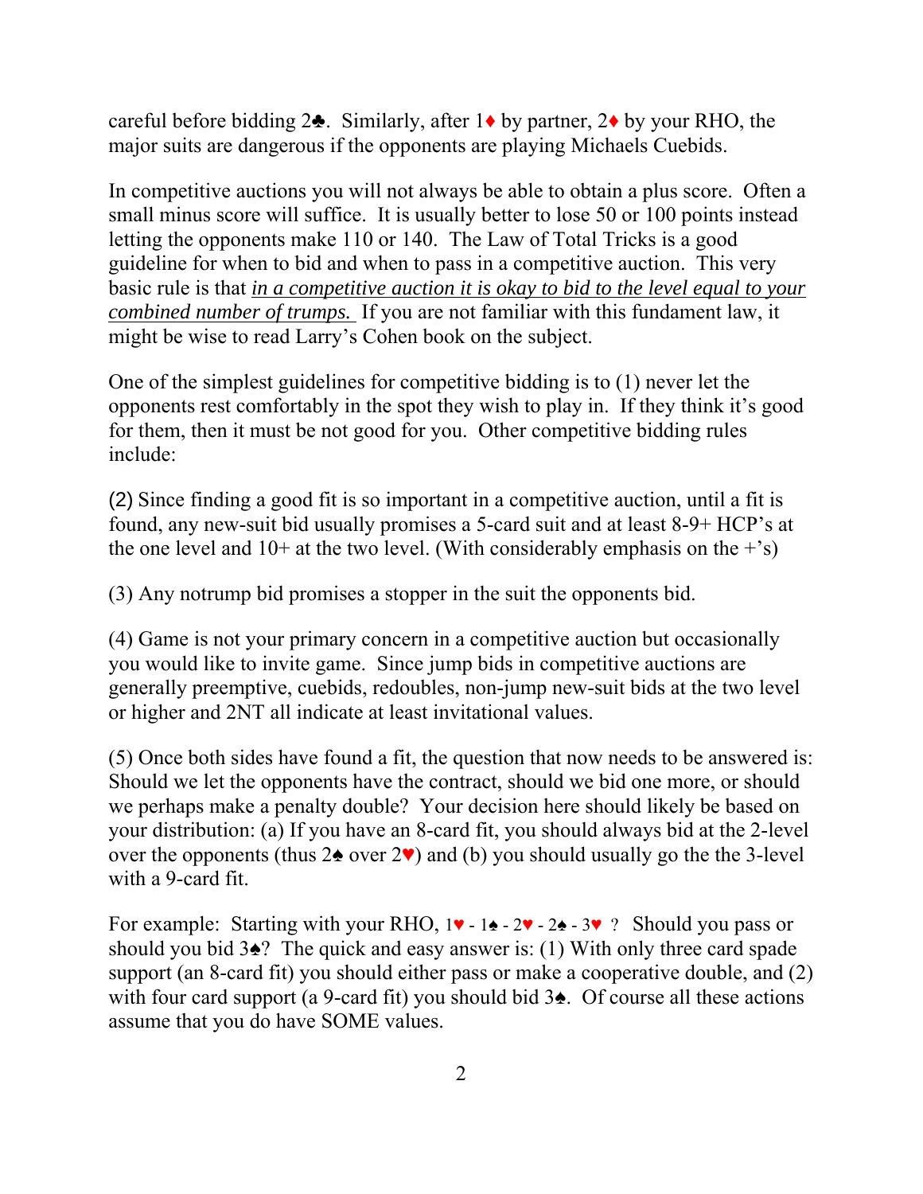careful before bidding 2♣. Similarly, after 1♦ by partner, 2♦ by your RHO, the major suits are dangerous if the opponents are playing Michaels Cuebids.

In competitive auctions you will not always be able to obtain a plus score. Often a small minus score will suffice. It is usually better to lose 50 or 100 points instead letting the opponents make 110 or 140. The Law of Total Tricks is a good guideline for when to bid and when to pass in a competitive auction. This very basic rule is that *<u>in a competitive auction it is okay to bid to the level equal to your combined number of trumps.</u>* If you are not familiar with this fundament law, it might be wise to read Larry's Cohen book on the subject.

One of the simplest guidelines for competitive bidding is to (1) never let the opponents rest comfortably in the spot they wish to play in. If they think it's good for them, then it must be not good for you. Other competitive bidding rules include:

(2) Since finding a good fit is so important in a competitive auction, until a fit is found, any new-suit bid usually promises a 5-card suit and at least 8-9+ HCP's at the one level and 10+ at the two level. (With considerably emphasis on the +'s)

(3) Any notrump bid promises a stopper in the suit the opponents bid.

(4) Game is not your primary concern in a competitive auction but occasionally you would like to invite game. Since jump bids in competitive auctions are generally preemptive, cuebids, redoubles, non-jump new-suit bids at the two level or higher and 2NT all indicate at least invitational values.

(5) Once both sides have found a fit, the question that now needs to be answered is: Should we let the opponents have the contract, should we bid one more, or should we perhaps make a penalty double? Your decision here should likely be based on your distribution: (a) If you have an 8-card fit, you should always bid at the 2-level over the opponents (thus 2♠ over 2♥) and (b) you should usually go the the 3-level with a 9-card fit.

For example: Starting with your RHO, 1♥ - 1♠ - 2♥ - 2♠ - 3♥ ? Should you pass or should you bid 3♠? The quick and easy answer is: (1) With only three card spade support (an 8-card fit) you should either pass or make a cooperative double, and (2) with four card support (a 9-card fit) you should bid 3♠. Of course all these actions assume that you do have SOME values.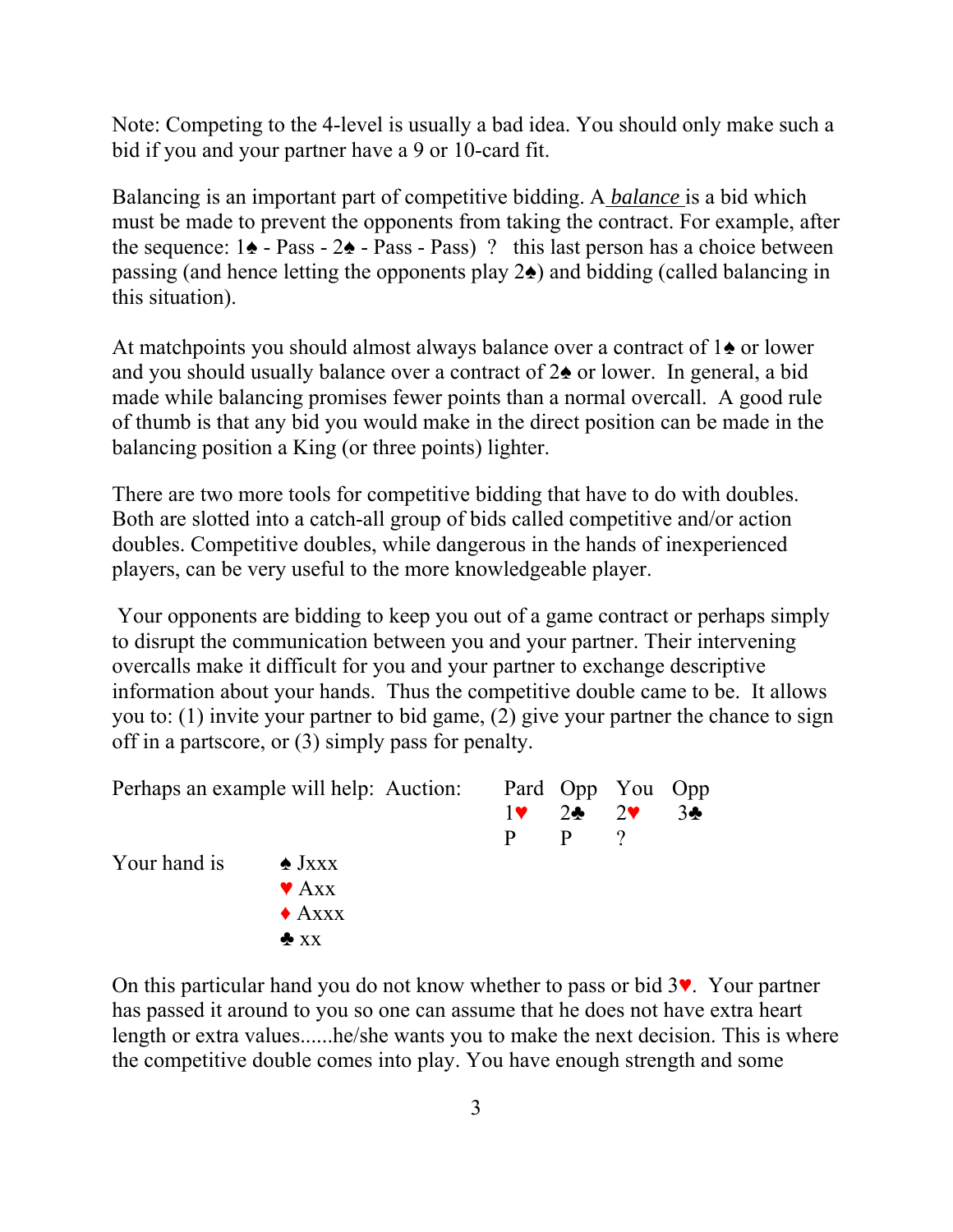Note: Competing to the 4-level is usually a bad idea. You should only make such a bid if you and your partner have a 9 or 10-card fit.

Balancing is an important part of competitive bidding. A *balance* is a bid which must be made to prevent the opponents from taking the contract. For example, after the sequence: 1♠ - Pass - 2♠ - Pass - Pass) ? this last person has a choice between passing (and hence letting the opponents play 2♠) and bidding (called balancing in this situation).

At matchpoints you should almost always balance over a contract of 1♠ or lower and you should usually balance over a contract of 2♠ or lower. In general, a bid made while balancing promises fewer points than a normal overcall. A good rule of thumb is that any bid you would make in the direct position can be made in the balancing position a King (or three points) lighter.

There are two more tools for competitive bidding that have to do with doubles. Both are slotted into a catch-all group of bids called competitive and/or action doubles. Competitive doubles, while dangerous in the hands of inexperienced players, can be very useful to the more knowledgeable player.

Your opponents are bidding to keep you out of a game contract or perhaps simply to disrupt the communication between you and your partner. Their intervening overcalls make it difficult for you and your partner to exchange descriptive information about your hands. Thus the competitive double came to be. It allows you to: (1) invite your partner to bid game, (2) give your partner the chance to sign off in a partscore, or (3) simply pass for penalty.

Perhaps an example will help: Auction:

| Pard | Opp | You | Opp |
|---|---|---|---|
| 1♥ | 2♣ | 2♥ | 3♣ |
| P | P | ? | |

Your hand is

♠ Jxxx
♥ Axx
♦ Axxx
♣ xx

On this particular hand you do not know whether to pass or bid 3♥. Your partner has passed it around to you so one can assume that he does not have extra heart length or extra values......he/she wants you to make the next decision. This is where the competitive double comes into play. You have enough strength and some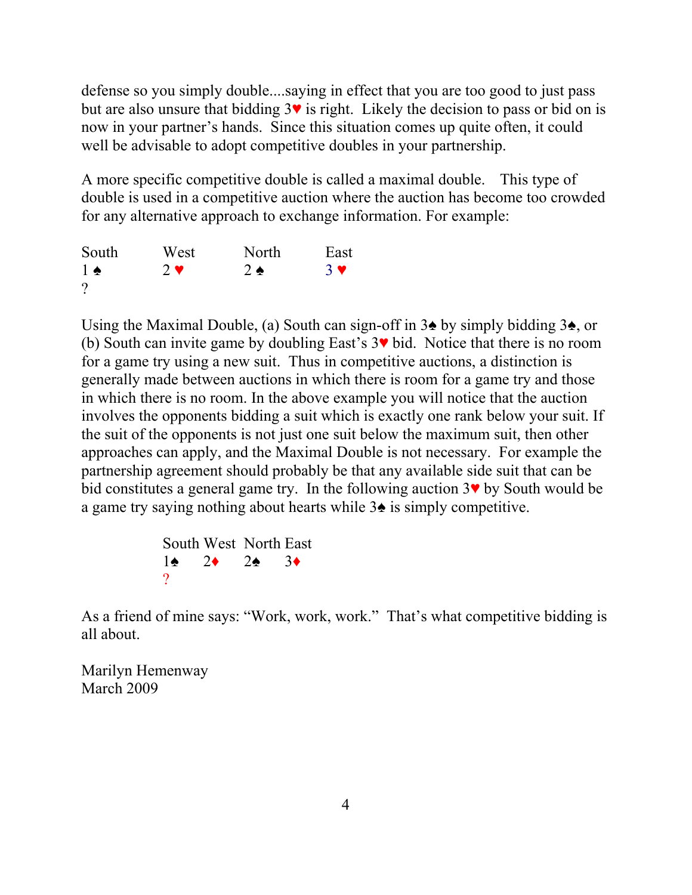defense so you simply double....saying in effect that you are too good to just pass but are also unsure that bidding 3♥ is right. Likely the decision to pass or bid on is now in your partner's hands. Since this situation comes up quite often, it could well be advisable to adopt competitive doubles in your partnership.

A more specific competitive double is called a maximal double. This type of double is used in a competitive auction where the auction has become too crowded for any alternative approach to exchange information. For example:

| South | West | North | East |
|---|---|---|---|
| 1 ♠ | 2 ♥ | 2 ♠ | 3 ♥ |
| ? | | | |

Using the Maximal Double, (a) South can sign-off in 3♠ by simply bidding 3♠, or (b) South can invite game by doubling East's 3♥ bid. Notice that there is no room for a game try using a new suit. Thus in competitive auctions, a distinction is generally made between auctions in which there is room for a game try and those in which there is no room. In the above example you will notice that the auction involves the opponents bidding a suit which is exactly one rank below your suit. If the suit of the opponents is not just one suit below the maximum suit, then other approaches can apply, and the Maximal Double is not necessary. For example the partnership agreement should probably be that any available side suit that can be bid constitutes a general game try. In the following auction 3♥ by South would be a game try saying nothing about hearts while 3♠ is simply competitive.

| South | West | North | East |
|---|---|---|---|
| 1♠ | 2♦ | 2♠ | 3♦ |
| ? | | | |

As a friend of mine says: "Work, work, work." That's what competitive bidding is all about.

Marilyn Hemenway
March 2009